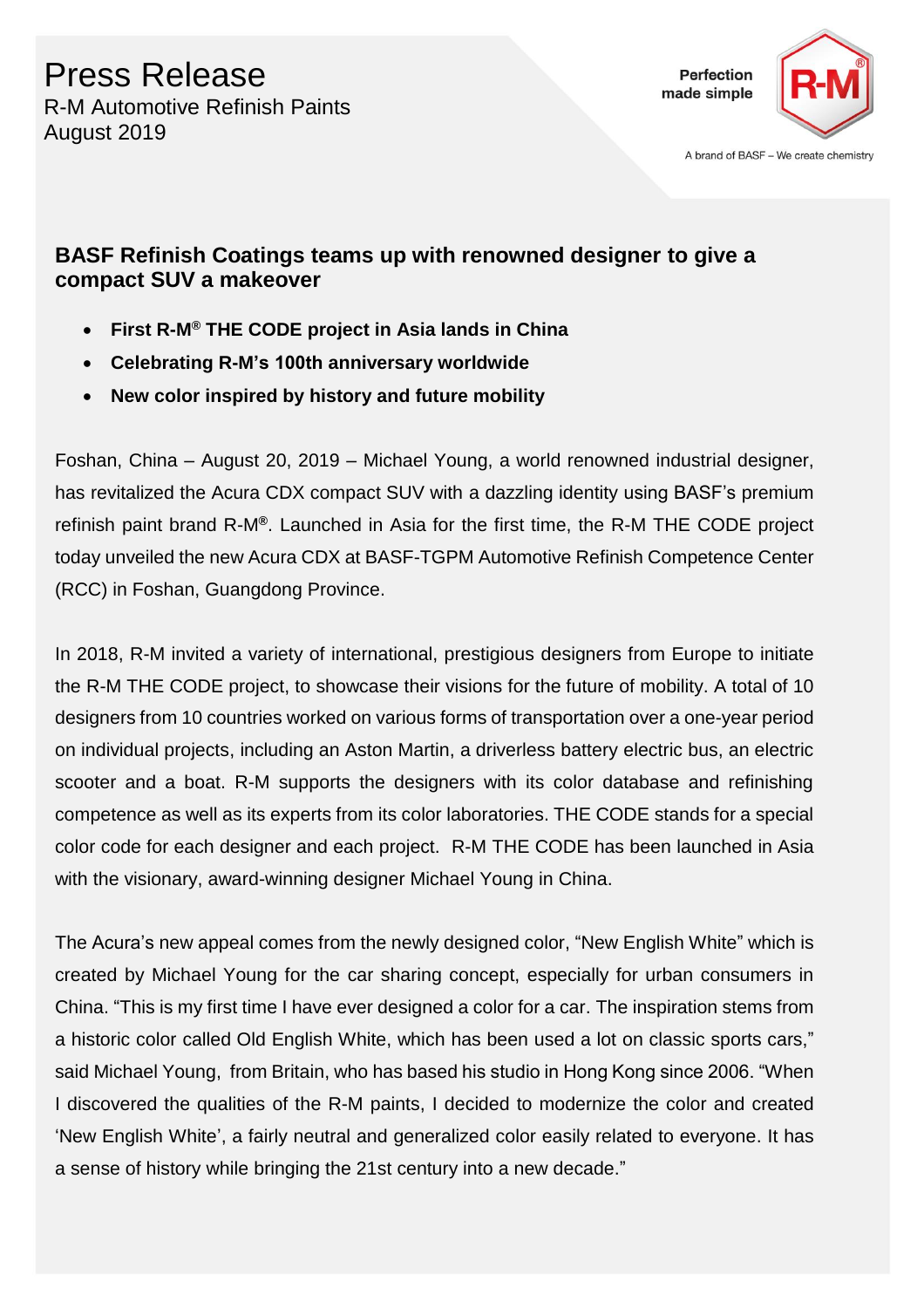# Press Release

R-M Automotive Refinish Paints
August 2019

Perfection made simple

A brand of BASF – We create chemistry

## BASF Refinish Coatings teams up with renowned designer to give a compact SUV a makeover

- **First R-M® THE CODE project in Asia lands in China**
- **Celebrating R-M's 100th anniversary worldwide**
- **New color inspired by history and future mobility**

Foshan, China – August 20, 2019 – Michael Young, a world renowned industrial designer, has revitalized the Acura CDX compact SUV with a dazzling identity using BASF's premium refinish paint brand R-M**®**. Launched in Asia for the first time, the R-M THE CODE project today unveiled the new Acura CDX at BASF-TGPM Automotive Refinish Competence Center (RCC) in Foshan, Guangdong Province.

In 2018, R-M invited a variety of international, prestigious designers from Europe to initiate the R-M THE CODE project, to showcase their visions for the future of mobility. A total of 10 designers from 10 countries worked on various forms of transportation over a one-year period on individual projects, including an Aston Martin, a driverless battery electric bus, an electric scooter and a boat. R-M supports the designers with its color database and refinishing competence as well as its experts from its color laboratories. THE CODE stands for a special color code for each designer and each project. R-M THE CODE has been launched in Asia with the visionary, award-winning designer Michael Young in China.

The Acura's new appeal comes from the newly designed color, "New English White" which is created by Michael Young for the car sharing concept, especially for urban consumers in China. "This is my first time I have ever designed a color for a car. The inspiration stems from a historic color called Old English White, which has been used a lot on classic sports cars," said Michael Young, from Britain, who has based his studio in Hong Kong since 2006. "When I discovered the qualities of the R-M paints, I decided to modernize the color and created 'New English White', a fairly neutral and generalized color easily related to everyone. It has a sense of history while bringing the 21st century into a new decade."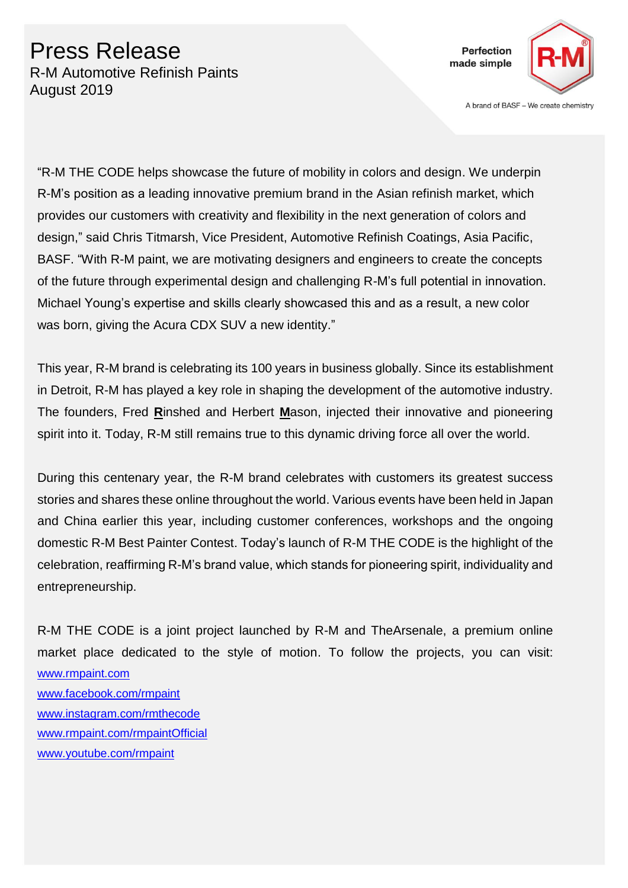"R-M THE CODE helps showcase the future of mobility in colors and design. We underpin R-M's position as a leading innovative premium brand in the Asian refinish market, which provides our customers with creativity and flexibility in the next generation of colors and design," said Chris Titmarsh, Vice President, Automotive Refinish Coatings, Asia Pacific, BASF. "With R-M paint, we are motivating designers and engineers to create the concepts of the future through experimental design and challenging R-M's full potential in innovation. Michael Young's expertise and skills clearly showcased this and as a result, a new color was born, giving the Acura CDX SUV a new identity."

This year, R-M brand is celebrating its 100 years in business globally. Since its establishment in Detroit, R-M has played a key role in shaping the development of the automotive industry. The founders, Fred **R**inshed and Herbert **M**ason, injected their innovative and pioneering spirit into it. Today, R-M still remains true to this dynamic driving force all over the world.

During this centenary year, the R-M brand celebrates with customers its greatest success stories and shares these online throughout the world. Various events have been held in Japan and China earlier this year, including customer conferences, workshops and the ongoing domestic R-M Best Painter Contest. Today's launch of R-M THE CODE is the highlight of the celebration, reaffirming R-M's brand value, which stands for pioneering spirit, individuality and entrepreneurship.

R-M THE CODE is a joint project launched by R-M and TheArsenale, a premium online market place dedicated to the style of motion. To follow the projects, you can visit:
www.rmpaint.com
www.facebook.com/rmpaint
www.instagram.com/rmthecode
www.rmpaint.com/rmpaintOfficial
www.youtube.com/rmpaint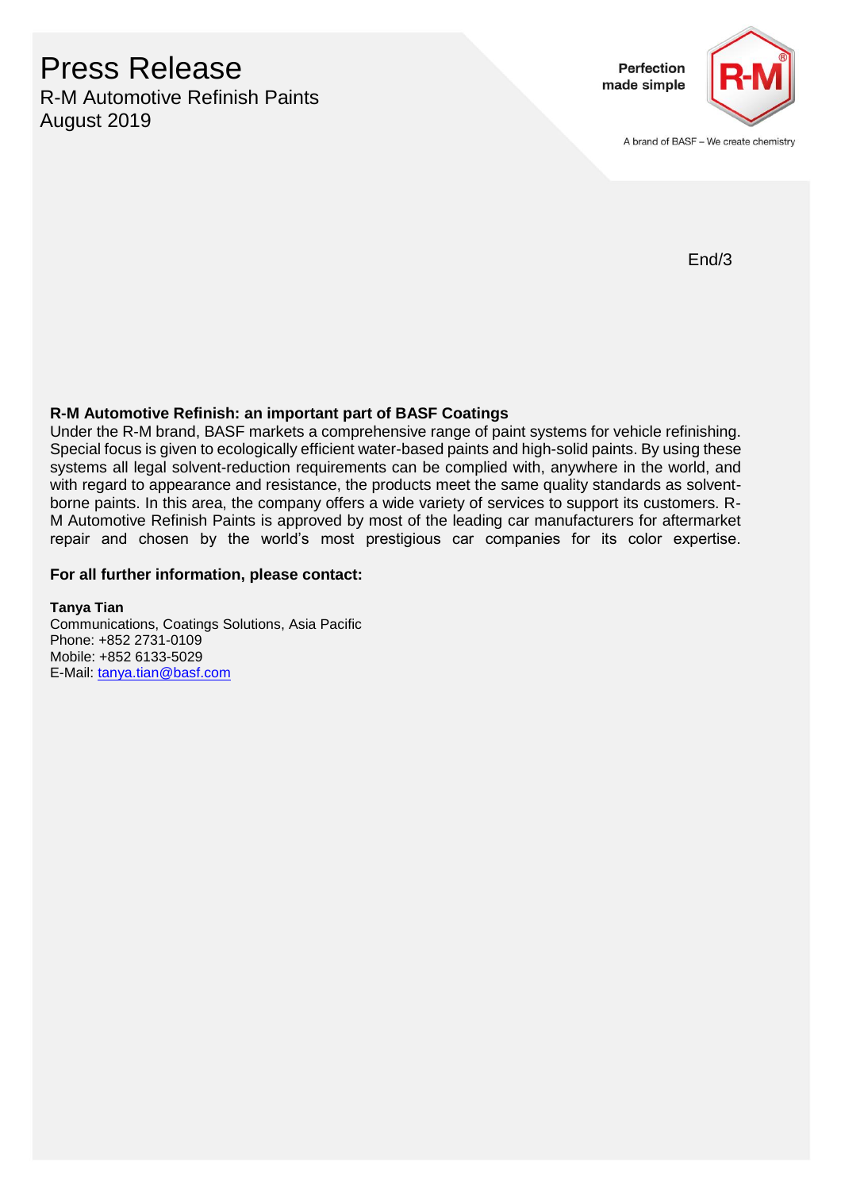# Press Release

R-M Automotive Refinish Paints
August 2019

Perfection made simple

A brand of BASF – We create chemistry

End/3

**R-M Automotive Refinish: an important part of BASF Coatings**
Under the R-M brand, BASF markets a comprehensive range of paint systems for vehicle refinishing. Special focus is given to ecologically efficient water-based paints and high-solid paints. By using these systems all legal solvent-reduction requirements can be complied with, anywhere in the world, and with regard to appearance and resistance, the products meet the same quality standards as solvent-borne paints. In this area, the company offers a wide variety of services to support its customers. R-M Automotive Refinish Paints is approved by most of the leading car manufacturers for aftermarket repair and chosen by the world's most prestigious car companies for its color expertise.

**For all further information, please contact:**

**Tanya Tian**
Communications, Coatings Solutions, Asia Pacific
Phone: +852 2731-0109
Mobile: +852 6133-5029
E-Mail: tanya.tian@basf.com